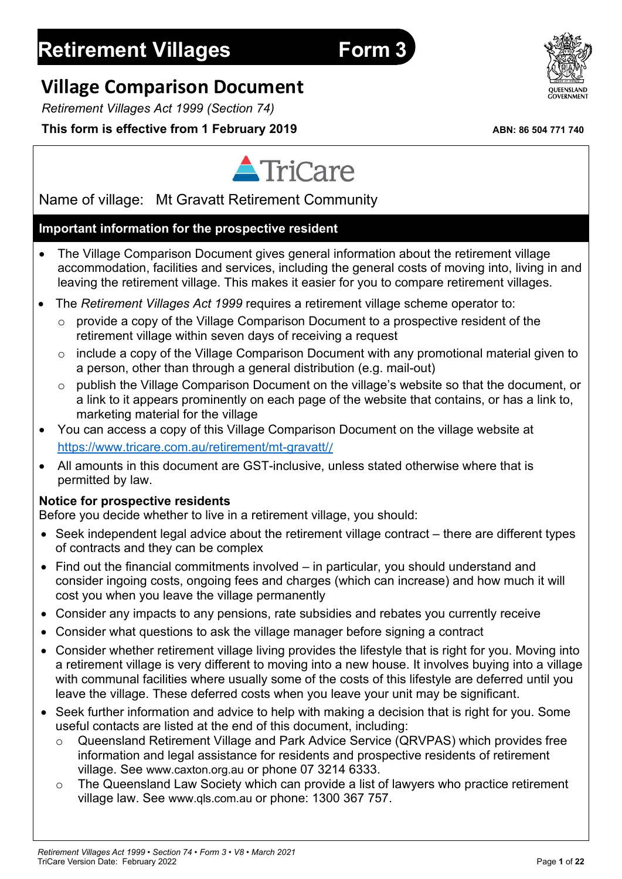# Retirement Villages Form 3

## Village Comparison Document

*Retirement Villages Act 1999 (Section 74)*

**This form is effective from 1 February 2019**

**ABN: 86 504 771 740**

TriCare

Name of village: Mt Gravatt Retirement Community

### Important information for the prospective resident

- The Village Comparison Document gives general information about the retirement village accommodation, facilities and services, including the general costs of moving into, living in and leaving the retirement village. This makes it easier for you to compare retirement villages.
- The *Retirement Villages Act 1999* requires a retirement village scheme operator to:
  - provide a copy of the Village Comparison Document to a prospective resident of the retirement village within seven days of receiving a request
  - include a copy of the Village Comparison Document with any promotional material given to a person, other than through a general distribution (e.g. mail-out)
  - publish the Village Comparison Document on the village's website so that the document, or a link to it appears prominently on each page of the website that contains, or has a link to, marketing material for the village
- You can access a copy of this Village Comparison Document on the village website at https://www.tricare.com.au/retirement/mt-gravatt//
- All amounts in this document are GST-inclusive, unless stated otherwise where that is permitted by law.

**Notice for prospective residents**

Before you decide whether to live in a retirement village, you should:

- Seek independent legal advice about the retirement village contract – there are different types of contracts and they can be complex
- Find out the financial commitments involved – in particular, you should understand and consider ingoing costs, ongoing fees and charges (which can increase) and how much it will cost you when you leave the village permanently
- Consider any impacts to any pensions, rate subsidies and rebates you currently receive
- Consider what questions to ask the village manager before signing a contract
- Consider whether retirement village living provides the lifestyle that is right for you. Moving into a retirement village is very different to moving into a new house. It involves buying into a village with communal facilities where usually some of the costs of this lifestyle are deferred until you leave the village. These deferred costs when you leave your unit may be significant.
- Seek further information and advice to help with making a decision that is right for you. Some useful contacts are listed at the end of this document, including:
  - Queensland Retirement Village and Park Advice Service (QRVPAS) which provides free information and legal assistance for residents and prospective residents of retirement village. See www.caxton.org.au or phone 07 3214 6333.
  - The Queensland Law Society which can provide a list of lawyers who practice retirement village law. See www.qls.com.au or phone: 1300 367 757.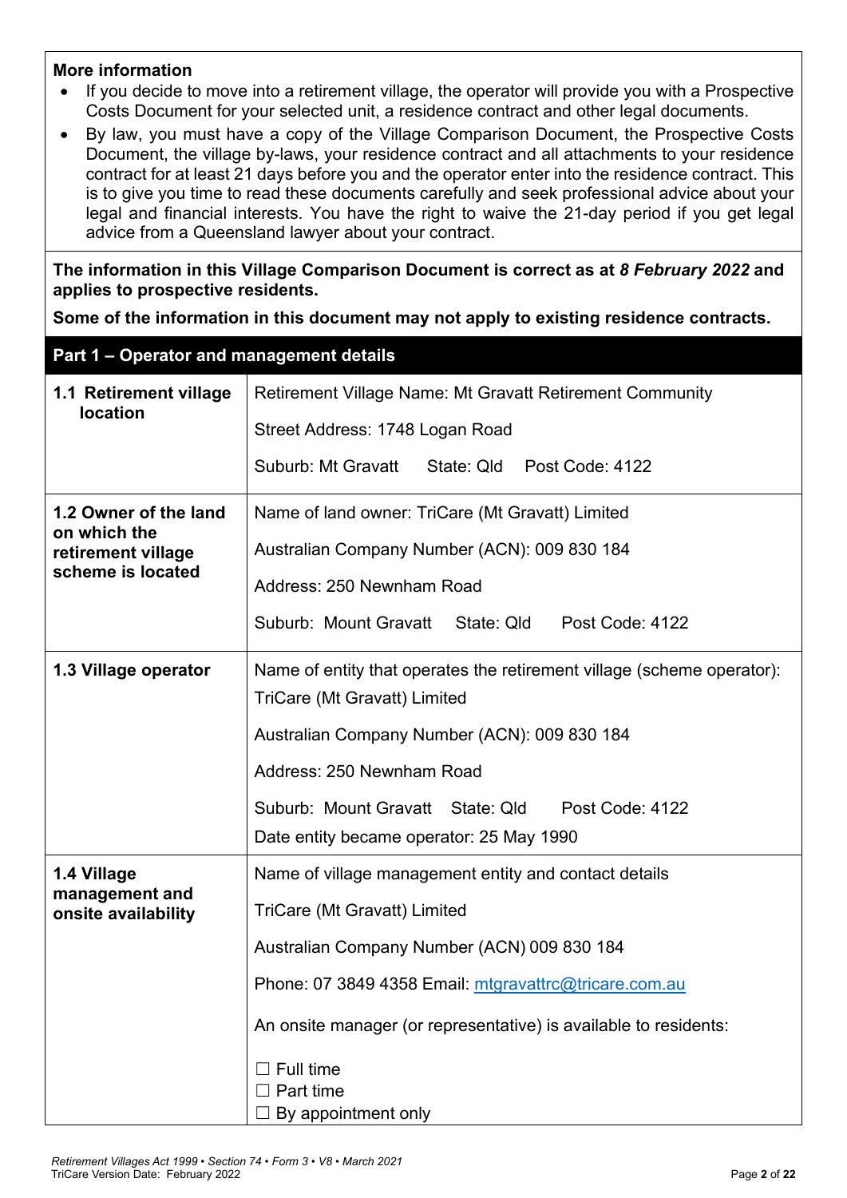**More information**

- If you decide to move into a retirement village, the operator will provide you with a Prospective Costs Document for your selected unit, a residence contract and other legal documents.
- By law, you must have a copy of the Village Comparison Document, the Prospective Costs Document, the village by-laws, your residence contract and all attachments to your residence contract for at least 21 days before you and the operator enter into the residence contract. This is to give you time to read these documents carefully and seek professional advice about your legal and financial interests. You have the right to waive the 21-day period if you get legal advice from a Queensland lawyer about your contract.

**The information in this Village Comparison Document is correct as at *8 February 2022* and applies to prospective residents.**

**Some of the information in this document may not apply to existing residence contracts.**

## Part 1 – Operator and management details

| | |
|---|---|
| **1.1 Retirement village location** | Retirement Village Name: Mt Gravatt Retirement Community<br>Street Address: 1748 Logan Road<br>Suburb: Mt Gravatt State: Qld Post Code: 4122 |
| **1.2 Owner of the land on which the retirement village scheme is located** | Name of land owner: TriCare (Mt Gravatt) Limited<br>Australian Company Number (ACN): 009 830 184<br>Address: 250 Newnham Road<br>Suburb: Mount Gravatt State: Qld Post Code: 4122 |
| **1.3 Village operator** | Name of entity that operates the retirement village (scheme operator): TriCare (Mt Gravatt) Limited<br>Australian Company Number (ACN): 009 830 184<br>Address: 250 Newnham Road<br>Suburb: Mount Gravatt State: Qld Post Code: 4122<br>Date entity became operator: 25 May 1990 |
| **1.4 Village management and onsite availability** | Name of village management entity and contact details<br>TriCare (Mt Gravatt) Limited<br>Australian Company Number (ACN) 009 830 184<br>Phone: 07 3849 4358 Email: mtgravattrc@tricare.com.au<br>An onsite manager (or representative) is available to residents:<br>☐ Full time<br>☐ Part time<br>☐ By appointment only |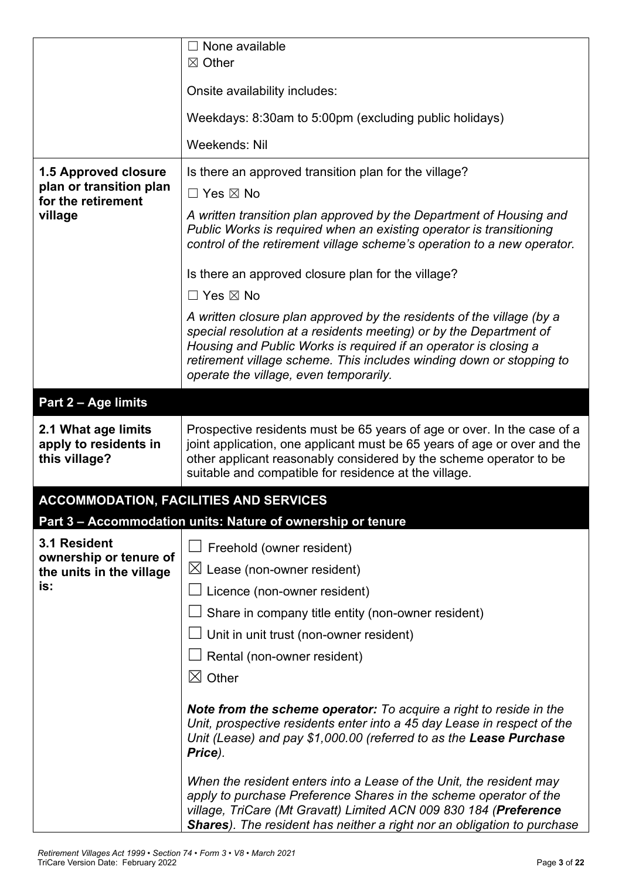| | |
|---|---|
| | ☐ None available<br>☒ Other<br><br>Onsite availability includes:<br><br>Weekdays: 8:30am to 5:00pm (excluding public holidays)<br><br>Weekends: Nil |
| **1.5 Approved closure plan or transition plan for the retirement village** | Is there an approved transition plan for the village?<br><br>☐ Yes ☒ No<br><br>*A written transition plan approved by the Department of Housing and Public Works is required when an existing operator is transitioning control of the retirement village scheme's operation to a new operator.*<br><br>Is there an approved closure plan for the village?<br><br>☐ Yes ☒ No<br><br>*A written closure plan approved by the residents of the village (by a special resolution at a residents meeting) or by the Department of Housing and Public Works is required if an operator is closing a retirement village scheme. This includes winding down or stopping to operate the village, even temporarily.* |
| **Part 2 – Age limits** | |
| **2.1 What age limits apply to residents in this village?** | Prospective residents must be 65 years of age or over. In the case of a joint application, one applicant must be 65 years of age or over and the other applicant reasonably considered by the scheme operator to be suitable and compatible for residence at the village. |
| **ACCOMMODATION, FACILITIES AND SERVICES** | |
| **Part 3 – Accommodation units: Nature of ownership or tenure** | |
| **3.1 Resident ownership or tenure of the units in the village is:** | ☐ Freehold (owner resident)<br>☒ Lease (non-owner resident)<br>☐ Licence (non-owner resident)<br>☐ Share in company title entity (non-owner resident)<br>☐ Unit in unit trust (non-owner resident)<br>☐ Rental (non-owner resident)<br>☒ Other<br><br>***Note from the scheme operator:*** *To acquire a right to reside in the Unit, prospective residents enter into a 45 day Lease in respect of the Unit (Lease) and pay $1,000.00 (referred to as the **Lease Purchase Price**).*<br><br>*When the resident enters into a Lease of the Unit, the resident may apply to purchase Preference Shares in the scheme operator of the village, TriCare (Mt Gravatt) Limited ACN 009 830 184 (**Preference Shares**). The resident has neither a right nor an obligation to purchase* |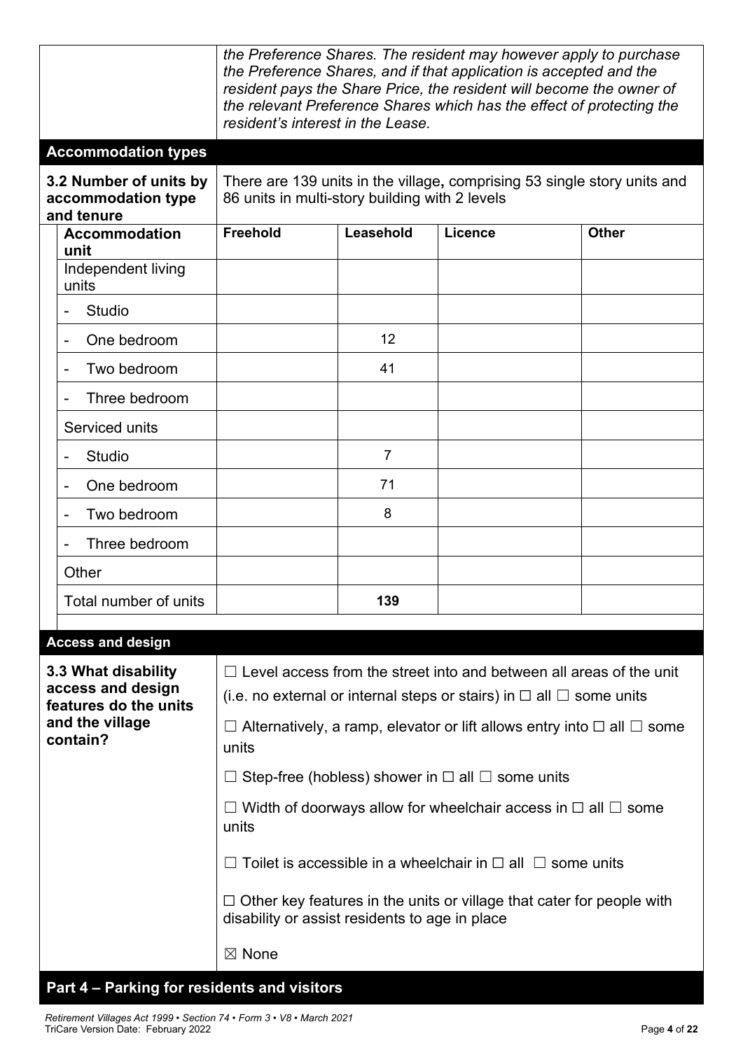*the Preference Shares. The resident may however apply to purchase the Preference Shares, and if that application is accepted and the resident pays the Share Price, the resident will become the owner of the relevant Preference Shares which has the effect of protecting the resident's interest in the Lease.*

## Accommodation types

**3.2 Number of units by accommodation type and tenure**

There are 139 units in the village**,** comprising 53 single story units and 86 units in multi-story building with 2 levels

| Accommodation unit | Freehold | Leasehold | Licence | Other |
|---|---|---|---|---|
| Independent living units | | | | |
| - Studio | | | | |
| - One bedroom | | 12 | | |
| - Two bedroom | | 41 | | |
| - Three bedroom | | | | |
| Serviced units | | | | |
| - Studio | | 7 | | |
| - One bedroom | | 71 | | |
| - Two bedroom | | 8 | | |
| - Three bedroom | | | | |
| Other | | | | |
| Total number of units | | **139** | | |

## Access and design

**3.3 What disability access and design features do the units and the village contain?**

☐ Level access from the street into and between all areas of the unit (i.e. no external or internal steps or stairs) in ☐ all ☐ some units

☐ Alternatively, a ramp, elevator or lift allows entry into ☐ all ☐ some units

☐ Step-free (hobless) shower in ☐ all ☐ some units

☐ Width of doorways allow for wheelchair access in ☐ all ☐ some units

☐ Toilet is accessible in a wheelchair in ☐ all ☐ some units

☐ Other key features in the units or village that cater for people with disability or assist residents to age in place

☒ None

## Part 4 – Parking for residents and visitors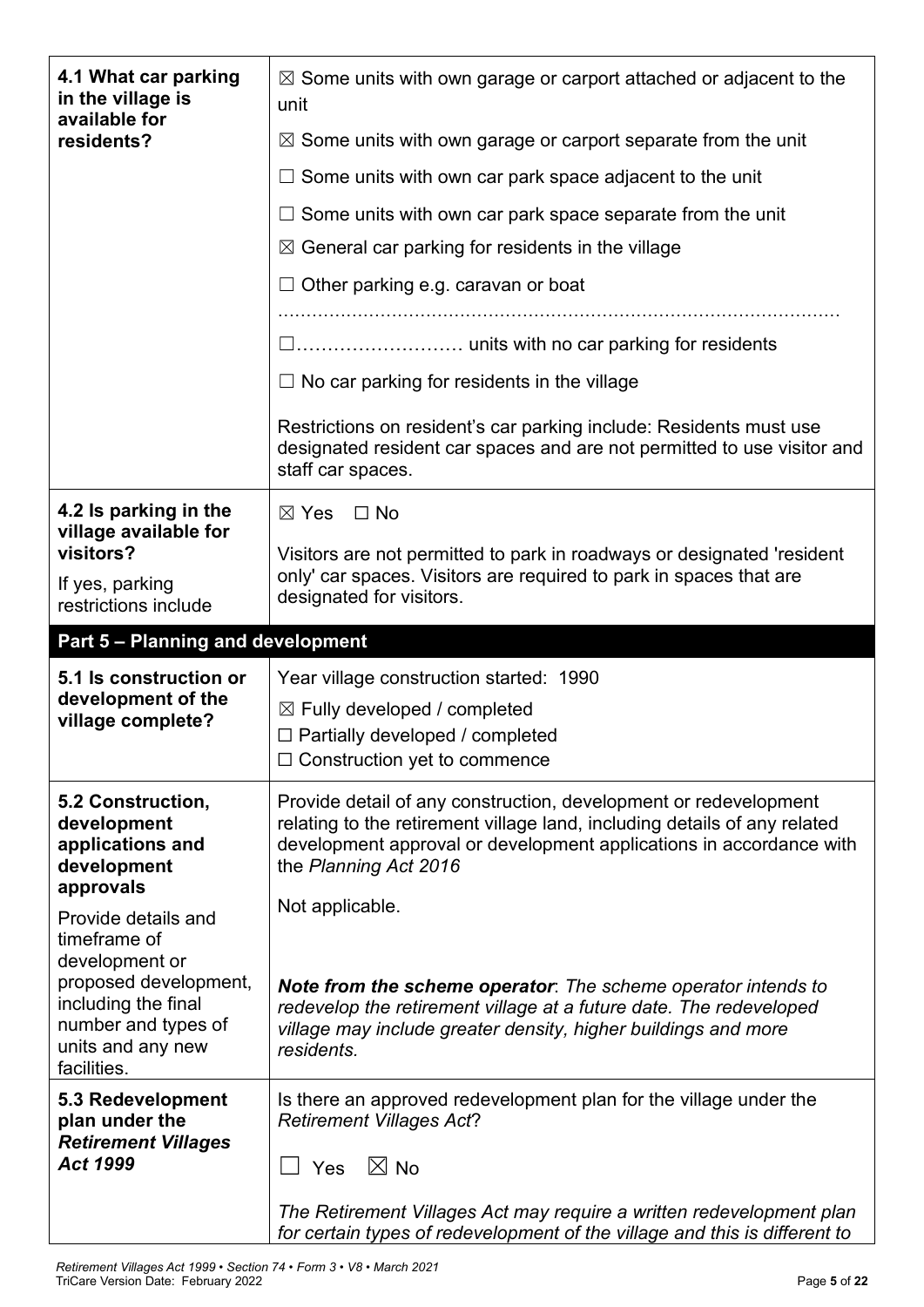| | |
|---|---|
| **4.1 What car parking in the village is available for residents?** | ☒ Some units with own garage or carport attached or adjacent to the unit<br>☒ Some units with own garage or carport separate from the unit<br>☐ Some units with own car park space adjacent to the unit<br>☐ Some units with own car park space separate from the unit<br>☒ General car parking for residents in the village<br>☐ Other parking e.g. caravan or boat<br>……………………………………………………………………………………<br>☐……………………… units with no car parking for residents<br>☐ No car parking for residents in the village<br><br>Restrictions on resident's car parking include: Residents must use designated resident car spaces and are not permitted to use visitor and staff car spaces. |
| **4.2 Is parking in the village available for visitors?**<br><br>If yes, parking restrictions include | ☒ Yes ☐ No<br><br>Visitors are not permitted to park in roadways or designated 'resident only' car spaces. Visitors are required to park in spaces that are designated for visitors. |

## Part 5 – Planning and development

| | |
|---|---|
| **5.1 Is construction or development of the village complete?** | Year village construction started: 1990<br>☒ Fully developed / completed<br>☐ Partially developed / completed<br>☐ Construction yet to commence |
| **5.2 Construction, development applications and development approvals**<br><br>Provide details and timeframe of development or proposed development, including the final number and types of units and any new facilities. | Provide detail of any construction, development or redevelopment relating to the retirement village land, including details of any related development approval or development applications in accordance with the *Planning Act 2016*<br><br>Not applicable.<br><br>***Note from the scheme operator**: The scheme operator intends to redevelop the retirement village at a future date. The redeveloped village may include greater density, higher buildings and more residents.* |
| **5.3 Redevelopment plan under the *Retirement Villages Act 1999*** | Is there an approved redevelopment plan for the village under the *Retirement Villages Act*?<br><br>☐ Yes ☒ No<br><br>*The Retirement Villages Act may require a written redevelopment plan for certain types of redevelopment of the village and this is different to* |

*Retirement Villages Act 1999 • Section 74 • Form 3 • V8 • March 2021*
TriCare Version Date: February 2022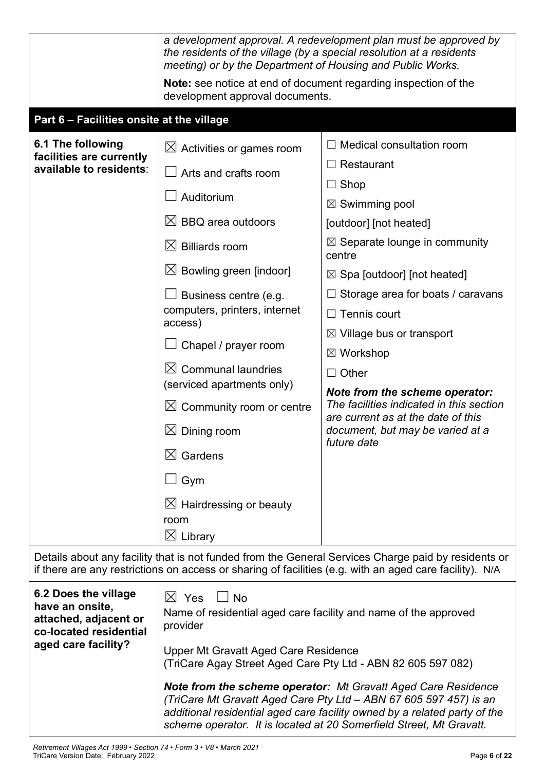| | |
|---|---|
| | *a development approval. A redevelopment plan must be approved by the residents of the village (by a special resolution at a residents meeting) or by the Department of Housing and Public Works.*<br><br>**Note:** see notice at end of document regarding inspection of the development approval documents. |

## Part 6 – Facilities onsite at the village

| | | |
|---|---|---|
| **6.1 The following facilities are currently available to residents**: | ☒ Activities or games room<br>☐ Arts and crafts room<br>☐ Auditorium<br>☒ BBQ area outdoors<br>☒ Billiards room<br>☒ Bowling green [indoor]<br>☐ Business centre (e.g. computers, printers, internet access)<br>☐ Chapel / prayer room<br>☒ Communal laundries (serviced apartments only)<br>☒ Community room or centre<br>☒ Dining room<br>☒ Gardens<br>☐ Gym<br>☒ Hairdressing or beauty room<br>☒ Library | ☐ Medical consultation room<br>☐ Restaurant<br>☐ Shop<br>☒ Swimming pool [outdoor] [not heated]<br>☒ Separate lounge in community centre<br>☒ Spa [outdoor] [not heated]<br>☐ Storage area for boats / caravans<br>☐ Tennis court<br>☒ Village bus or transport<br>☒ Workshop<br>☐ Other<br><br>***Note from the scheme operator:*** *The facilities indicated in this section are current as at the date of this document, but may be varied at a future date* |

Details about any facility that is not funded from the General Services Charge paid by residents or if there are any restrictions on access or sharing of facilities (e.g. with an aged care facility). N/A

| | |
|---|---|
| **6.2 Does the village have an onsite, attached, adjacent or co-located residential aged care facility?** | ☒ Yes ☐ No<br>Name of residential aged care facility and name of the approved provider<br><br>Upper Mt Gravatt Aged Care Residence<br>(TriCare Agay Street Aged Care Pty Ltd - ABN 82 605 597 082)<br><br>***Note from the scheme operator:*** *Mt Gravatt Aged Care Residence (TriCare Mt Gravatt Aged Care Pty Ltd – ABN 67 605 597 457) is an additional residential aged care facility owned by a related party of the scheme operator. It is located at 20 Somerfield Street, Mt Gravatt.* |

*Retirement Villages Act 1999 • Section 74 • Form 3 • V8 • March 2021*
TriCare Version Date: February 2022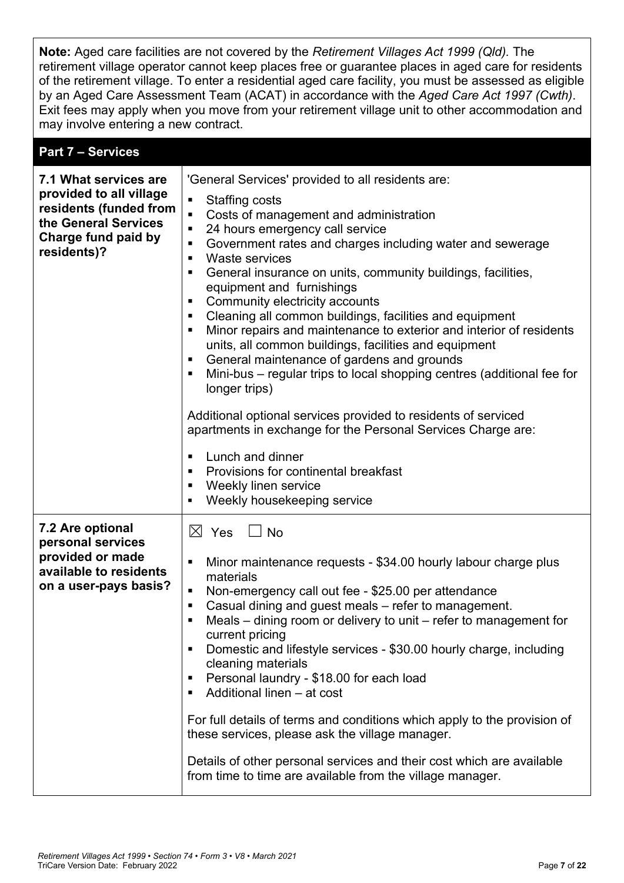**Note:** Aged care facilities are not covered by the *Retirement Villages Act 1999 (Qld).* The retirement village operator cannot keep places free or guarantee places in aged care for residents of the retirement village. To enter a residential aged care facility, you must be assessed as eligible by an Aged Care Assessment Team (ACAT) in accordance with the *Aged Care Act 1997 (Cwth)*. Exit fees may apply when you move from your retirement village unit to other accommodation and may involve entering a new contract.

## Part 7 – Services

| | |
|---|---|
| **7.1 What services are provided to all village residents (funded from the General Services Charge fund paid by residents)?** | 'General Services' provided to all residents are:<br>▪ Staffing costs<br>▪ Costs of management and administration<br>▪ 24 hours emergency call service<br>▪ Government rates and charges including water and sewerage<br>▪ Waste services<br>▪ General insurance on units, community buildings, facilities, equipment and furnishings<br>▪ Community electricity accounts<br>▪ Cleaning all common buildings, facilities and equipment<br>▪ Minor repairs and maintenance to exterior and interior of residents units, all common buildings, facilities and equipment<br>▪ General maintenance of gardens and grounds<br>▪ Mini-bus – regular trips to local shopping centres (additional fee for longer trips)<br><br>Additional optional services provided to residents of serviced apartments in exchange for the Personal Services Charge are:<br>▪ Lunch and dinner<br>▪ Provisions for continental breakfast<br>▪ Weekly linen service<br>▪ Weekly housekeeping service |
| **7.2 Are optional personal services provided or made available to residents on a user-pays basis?** | ☒ Yes ☐ No<br><br>▪ Minor maintenance requests - $34.00 hourly labour charge plus materials<br>▪ Non-emergency call out fee - $25.00 per attendance<br>▪ Casual dining and guest meals – refer to management.<br>▪ Meals – dining room or delivery to unit – refer to management for current pricing<br>▪ Domestic and lifestyle services - $30.00 hourly charge, including cleaning materials<br>▪ Personal laundry - $18.00 for each load<br>▪ Additional linen – at cost<br><br>For full details of terms and conditions which apply to the provision of these services, please ask the village manager.<br><br>Details of other personal services and their cost which are available from time to time are available from the village manager. |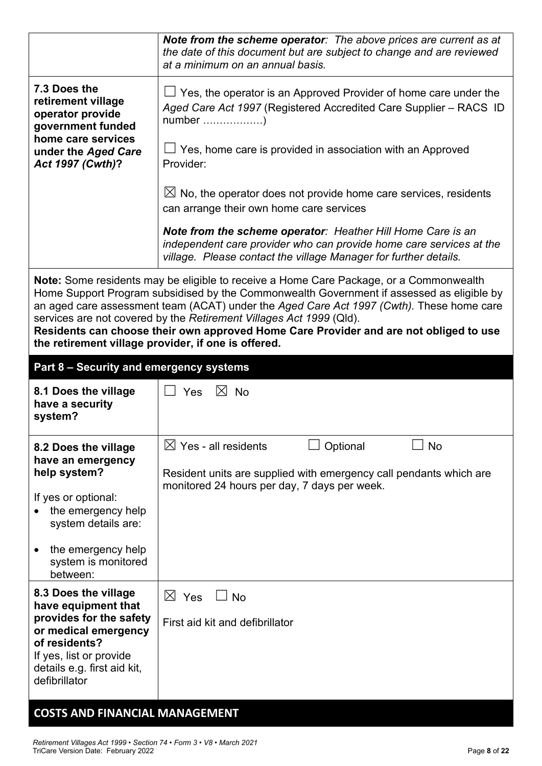| | |
|---|---|
| | ***Note from the scheme operator**: The above prices are current as at the date of this document but are subject to change and are reviewed at a minimum on an annual basis.* |
| **7.3 Does the retirement village operator provide government funded home care services under the *Aged Care Act 1997 (Cwth)*?** | ☐ Yes, the operator is an Approved Provider of home care under the *Aged Care Act 1997* (Registered Accredited Care Supplier – RACS ID number ………………)<br><br>☐ Yes, home care is provided in association with an Approved Provider:<br><br>☒ No, the operator does not provide home care services, residents can arrange their own home care services<br><br>***Note from the scheme operator**: Heather Hill Home Care is an independent care provider who can provide home care services at the village. Please contact the village Manager for further details.* |

**Note:** Some residents may be eligible to receive a Home Care Package, or a Commonwealth Home Support Program subsidised by the Commonwealth Government if assessed as eligible by an aged care assessment team (ACAT) under the *Aged Care Act 1997 (Cwth).* These home care services are not covered by the *Retirement Villages Act 1999* (Qld).
**Residents can choose their own approved Home Care Provider and are not obliged to use the retirement village provider, if one is offered.**

## Part 8 – Security and emergency systems

| | |
|---|---|
| **8.1 Does the village have a security system?** | ☐ Yes ☒ No |
| **8.2 Does the village have an emergency help system?**<br><br>If yes or optional:<br>• the emergency help system details are:<br>• the emergency help system is monitored between: | ☒ Yes - all residents ☐ Optional ☐ No<br><br>Resident units are supplied with emergency call pendants which are monitored 24 hours per day, 7 days per week. |
| **8.3 Does the village have equipment that provides for the safety or medical emergency of residents?**<br>If yes, list or provide details e.g. first aid kit, defibrillator | ☒ Yes ☐ No<br><br>First aid kit and defibrillator |

## COSTS AND FINANCIAL MANAGEMENT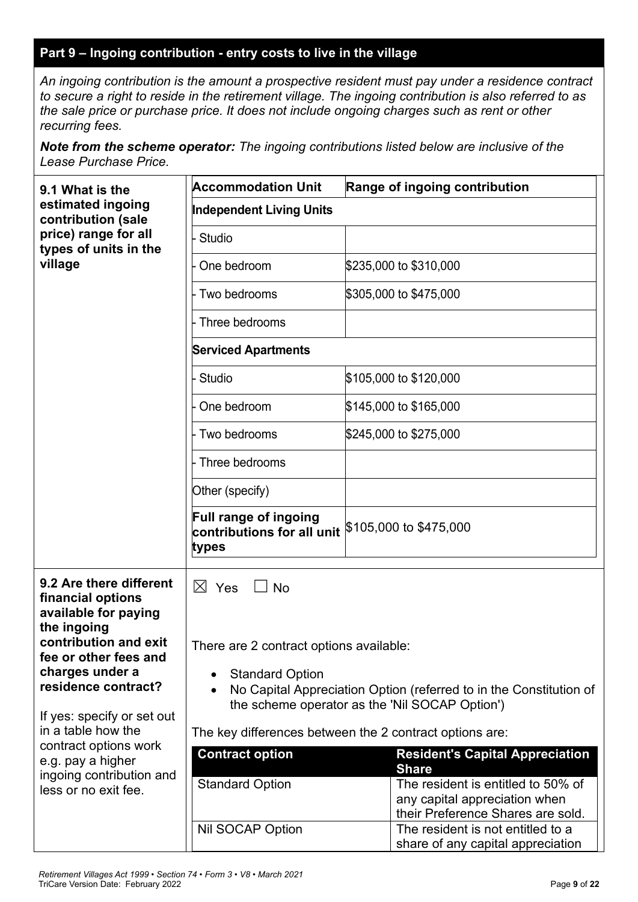## Part 9 – Ingoing contribution - entry costs to live in the village

*An ingoing contribution is the amount a prospective resident must pay under a residence contract to secure a right to reside in the retirement village. The ingoing contribution is also referred to as the sale price or purchase price. It does not include ongoing charges such as rent or other recurring fees.*

***Note from the scheme operator:*** *The ingoing contributions listed below are inclusive of the Lease Purchase Price.*

**9.1 What is the estimated ingoing contribution (sale price) range for all types of units in the village**

| Accommodation Unit | Range of ingoing contribution |
|---|---|
| **Independent Living Units** | |
| - Studio | |
| - One bedroom | $235,000 to $310,000 |
| - Two bedrooms | $305,000 to $475,000 |
| - Three bedrooms | |
| **Serviced Apartments** | |
| - Studio | $105,000 to $120,000 |
| - One bedroom | $145,000 to $165,000 |
| - Two bedrooms | $245,000 to $275,000 |
| - Three bedrooms | |
| Other (specify) | |
| **Full range of ingoing contributions for all unit types** | $105,000 to $475,000 |

**9.2 Are there different financial options available for paying the ingoing contribution and exit fee or other fees and charges under a residence contract?**

If yes: specify or set out in a table how the contract options work e.g. pay a higher ingoing contribution and less or no exit fee.

☒ Yes ☐ No

There are 2 contract options available:

- Standard Option
- No Capital Appreciation Option (referred to in the Constitution of the scheme operator as the 'Nil SOCAP Option')

The key differences between the 2 contract options are:

| Contract option | Resident's Capital Appreciation Share |
|---|---|
| Standard Option | The resident is entitled to 50% of any capital appreciation when their Preference Shares are sold. |
| Nil SOCAP Option | The resident is not entitled to a share of any capital appreciation |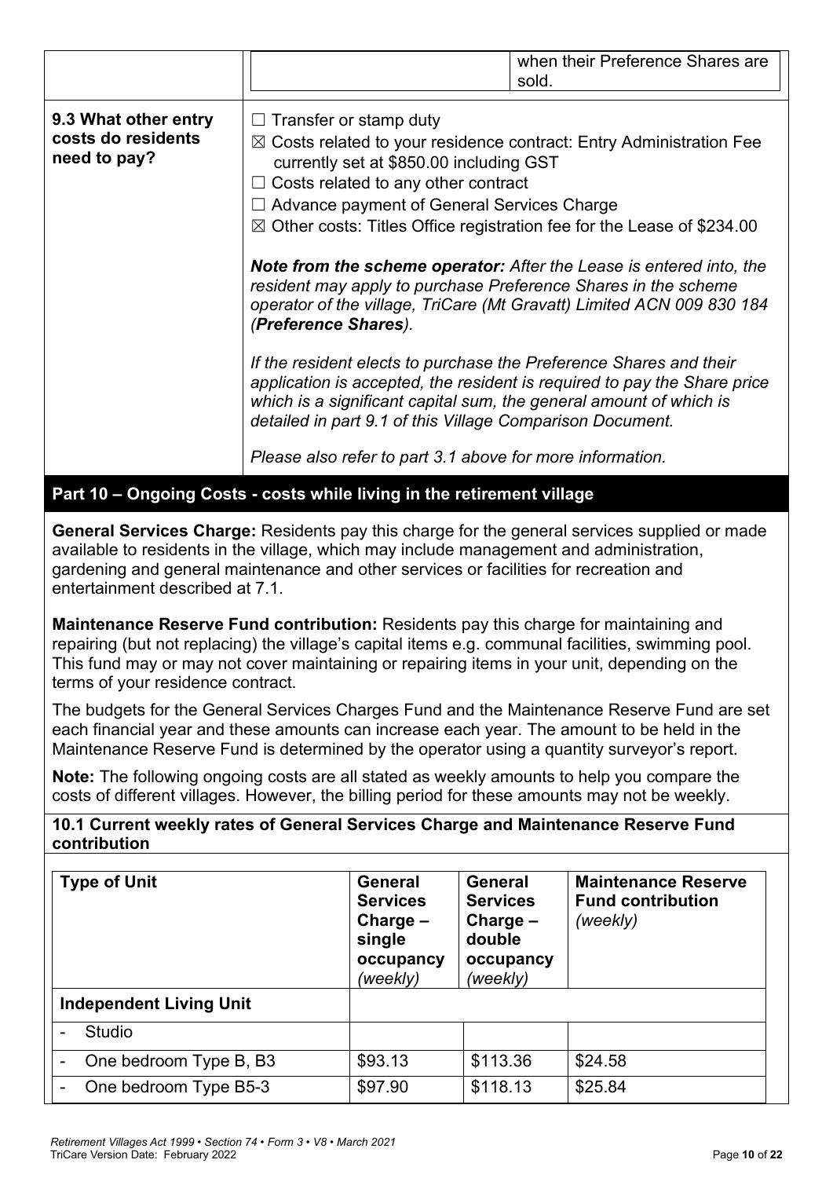| | | |
|---|---|---|
| | | when their Preference Shares are sold. |

| | |
|---|---|
| **9.3 What other entry costs do residents need to pay?** | ☐ Transfer or stamp duty<br>☒ Costs related to your residence contract: Entry Administration Fee currently set at $850.00 including GST<br>☐ Costs related to any other contract<br>☐ Advance payment of General Services Charge<br>☒ Other costs: Titles Office registration fee for the Lease of $234.00<br><br>***Note from the scheme operator:*** *After the Lease is entered into, the resident may apply to purchase Preference Shares in the scheme operator of the village, TriCare (Mt Gravatt) Limited ACN 009 830 184 (**Preference Shares**).*<br><br>*If the resident elects to purchase the Preference Shares and their application is accepted, the resident is required to pay the Share price which is a significant capital sum, the general amount of which is detailed in part 9.1 of this Village Comparison Document.*<br><br>*Please also refer to part 3.1 above for more information.* |

## Part 10 – Ongoing Costs - costs while living in the retirement village

**General Services Charge:** Residents pay this charge for the general services supplied or made available to residents in the village, which may include management and administration, gardening and general maintenance and other services or facilities for recreation and entertainment described at 7.1.

**Maintenance Reserve Fund contribution:** Residents pay this charge for maintaining and repairing (but not replacing) the village's capital items e.g. communal facilities, swimming pool. This fund may or may not cover maintaining or repairing items in your unit, depending on the terms of your residence contract.

The budgets for the General Services Charges Fund and the Maintenance Reserve Fund are set each financial year and these amounts can increase each year. The amount to be held in the Maintenance Reserve Fund is determined by the operator using a quantity surveyor's report.

**Note:** The following ongoing costs are all stated as weekly amounts to help you compare the costs of different villages. However, the billing period for these amounts may not be weekly.

**10.1 Current weekly rates of General Services Charge and Maintenance Reserve Fund contribution**

| **Type of Unit** | **General Services Charge – single occupancy** *(weekly)* | **General Services Charge – double occupancy** *(weekly)* | **Maintenance Reserve Fund contribution** *(weekly)* |
|---|---|---|---|
| **Independent Living Unit** | | | |
| - Studio | | | |
| - One bedroom Type B, B3 | $93.13 | $113.36 | $24.58 |
| - One bedroom Type B5-3 | $97.90 | $118.13 | $25.84 |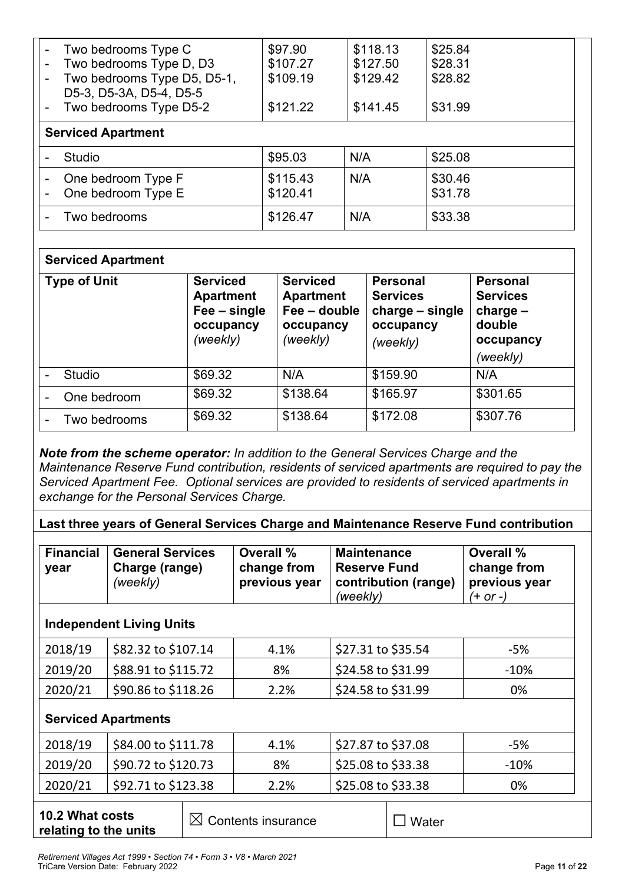| | | | |
|---|---|---|---|
| - Two bedrooms Type C<br>- Two bedrooms Type D, D3<br>- Two bedrooms Type D5, D5-1, D5-3, D5-3A, D5-4, D5-5<br>- Two bedrooms Type D5-2 | \$97.90<br>\$107.27<br>\$109.19<br><br>\$121.22 | \$118.13<br>\$127.50<br>\$129.42<br><br>\$141.45 | \$25.84<br>\$28.31<br>\$28.82<br><br>\$31.99 |
| **Serviced Apartment** | | | |
| - Studio | \$95.03 | N/A | \$25.08 |
| - One bedroom Type F<br>- One bedroom Type E | \$115.43<br>\$120.41 | N/A | \$30.46<br>\$31.78 |
| - Two bedrooms | \$126.47 | N/A | \$33.38 |

| **Serviced Apartment** | | | | |
|---|---|---|---|---|
| **Type of Unit** | **Serviced Apartment Fee – single occupancy** *(weekly)* | **Serviced Apartment Fee – double occupancy** *(weekly)* | **Personal Services charge – single occupancy** *(weekly)* | **Personal Services charge – double occupancy** *(weekly)* |
| - Studio | \$69.32 | N/A | \$159.90 | N/A |
| - One bedroom | \$69.32 | \$138.64 | \$165.97 | \$301.65 |
| - Two bedrooms | \$69.32 | \$138.64 | \$172.08 | \$307.76 |

***Note from the scheme operator:*** *In addition to the General Services Charge and the Maintenance Reserve Fund contribution, residents of serviced apartments are required to pay the Serviced Apartment Fee. Optional services are provided to residents of serviced apartments in exchange for the Personal Services Charge.*

**Last three years of General Services Charge and Maintenance Reserve Fund contribution**

| **Financial year** | **General Services Charge (range)** *(weekly)* | **Overall % change from previous year** | **Maintenance Reserve Fund contribution (range)** *(weekly)* | **Overall % change from previous year** *(+ or -)* |
|---|---|---|---|---|
| **Independent Living Units** | | | | |
| 2018/19 | \$82.32 to \$107.14 | 4.1% | \$27.31 to \$35.54 | -5% |
| 2019/20 | \$88.91 to \$115.72 | 8% | \$24.58 to \$31.99 | -10% |
| 2020/21 | \$90.86 to \$118.26 | 2.2% | \$24.58 to \$31.99 | 0% |
| **Serviced Apartments** | | | | |
| 2018/19 | \$84.00 to \$111.78 | 4.1% | \$27.87 to \$37.08 | -5% |
| 2019/20 | \$90.72 to \$120.73 | 8% | \$25.08 to \$33.38 | -10% |
| 2020/21 | \$92.71 to \$123.38 | 2.2% | \$25.08 to \$33.38 | 0% |

| **10.2 What costs relating to the units** | ☒ Contents insurance | ☐ Water |
|---|---|---|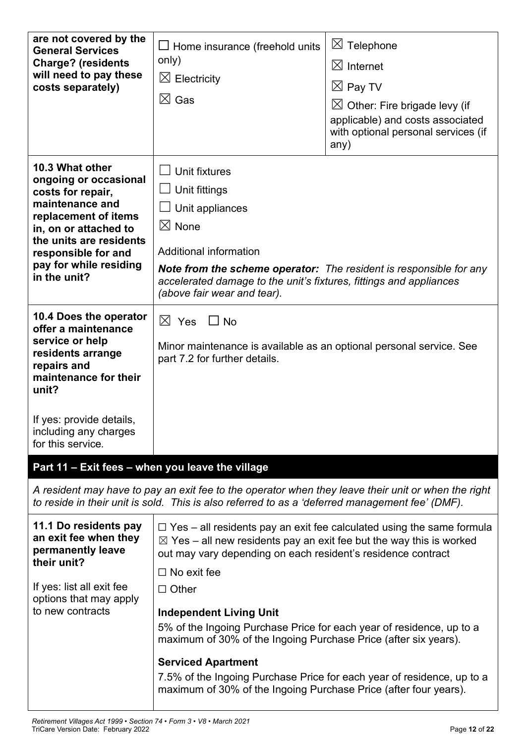| are not covered by the General Services Charge? (residents will need to pay these costs separately) | ☐ Home insurance (freehold units only)<br>☒ Electricity<br>☒ Gas | ☒ Telephone<br>☒ Internet<br>☒ Pay TV<br>☒ Other: Fire brigade levy (if applicable) and costs associated with optional personal services (if any) |
|---|---|---|
| **10.3 What other ongoing or occasional costs for repair, maintenance and replacement of items in, on or attached to the units are residents responsible for and pay for while residing in the unit?** | ☐ Unit fixtures<br>☐ Unit fittings<br>☐ Unit appliances<br>☒ None<br><br>Additional information<br><br>***Note from the scheme operator:*** *The resident is responsible for any accelerated damage to the unit's fixtures, fittings and appliances (above fair wear and tear).* | |
| **10.4 Does the operator offer a maintenance service or help residents arrange repairs and maintenance for their unit?**<br><br>If yes: provide details, including any charges for this service. | ☒ Yes ☐ No<br><br>Minor maintenance is available as an optional personal service. See part 7.2 for further details. | |

## Part 11 – Exit fees – when you leave the village

*A resident may have to pay an exit fee to the operator when they leave their unit or when the right to reside in their unit is sold. This is also referred to as a 'deferred management fee' (DMF).*

| | |
|---|---|
| **11.1 Do residents pay an exit fee when they permanently leave their unit?**<br><br>If yes: list all exit fee options that may apply to new contracts | ☐ Yes – all residents pay an exit fee calculated using the same formula<br>☒ Yes – all new residents pay an exit fee but the way this is worked out may vary depending on each resident's residence contract<br>☐ No exit fee<br>☐ Other<br><br>**Independent Living Unit**<br>5% of the Ingoing Purchase Price for each year of residence, up to a maximum of 30% of the Ingoing Purchase Price (after six years).<br><br>**Serviced Apartment**<br>7.5% of the Ingoing Purchase Price for each year of residence, up to a maximum of 30% of the Ingoing Purchase Price (after four years). |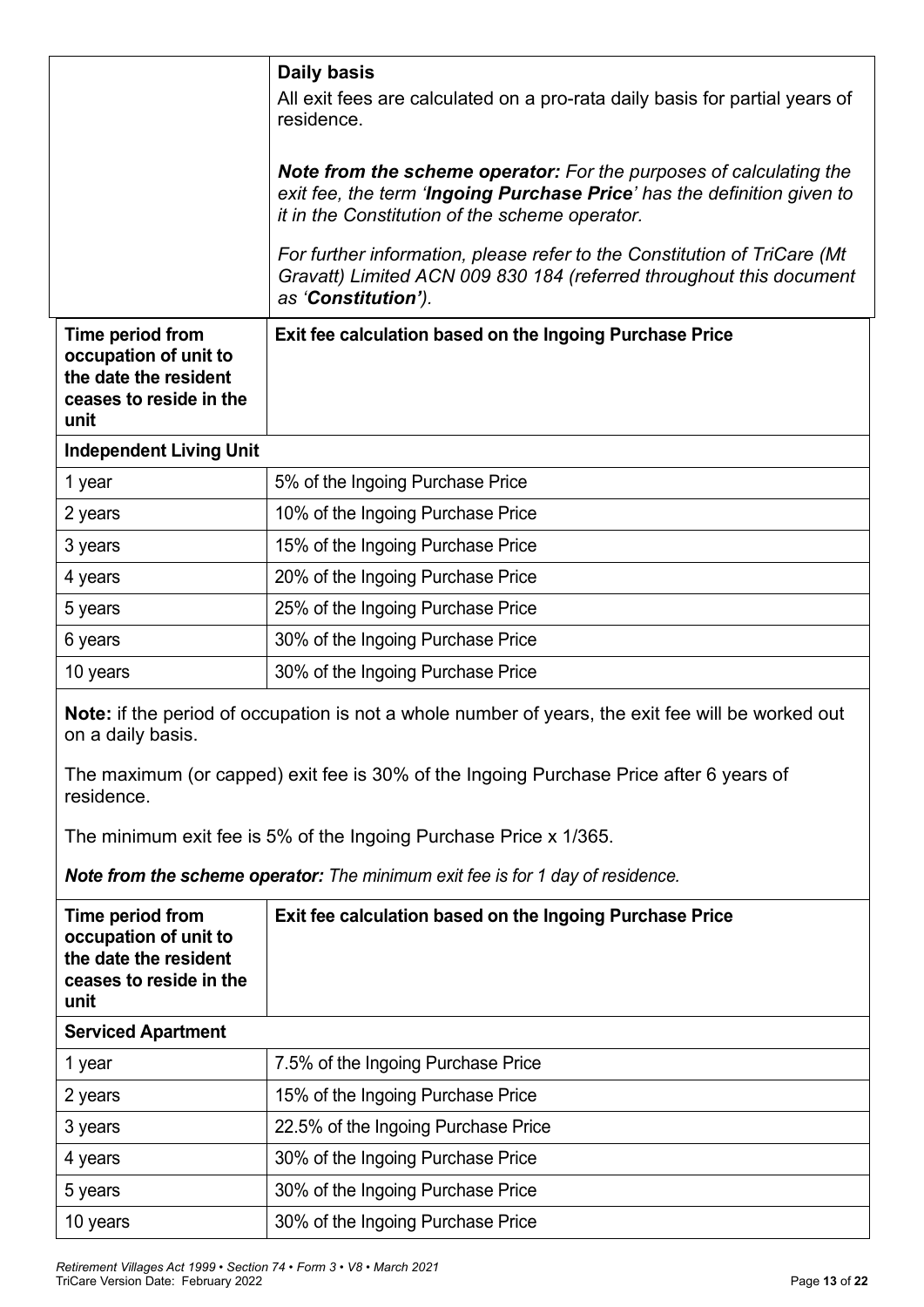**Daily basis**

All exit fees are calculated on a pro-rata daily basis for partial years of residence.

***Note from the scheme operator:*** *For the purposes of calculating the exit fee, the term '**Ingoing Purchase Price**' has the definition given to it in the Constitution of the scheme operator.*

*For further information, please refer to the Constitution of TriCare (Mt Gravatt) Limited ACN 009 830 184 (referred throughout this document as '**Constitution'**).*

| Time period from occupation of unit to the date the resident ceases to reside in the unit | Exit fee calculation based on the Ingoing Purchase Price |
|---|---|
| **Independent Living Unit** | |
| 1 year | 5% of the Ingoing Purchase Price |
| 2 years | 10% of the Ingoing Purchase Price |
| 3 years | 15% of the Ingoing Purchase Price |
| 4 years | 20% of the Ingoing Purchase Price |
| 5 years | 25% of the Ingoing Purchase Price |
| 6 years | 30% of the Ingoing Purchase Price |
| 10 years | 30% of the Ingoing Purchase Price |

**Note:** if the period of occupation is not a whole number of years, the exit fee will be worked out on a daily basis.

The maximum (or capped) exit fee is 30% of the Ingoing Purchase Price after 6 years of residence.

The minimum exit fee is 5% of the Ingoing Purchase Price x 1/365.

***Note from the scheme operator:*** *The minimum exit fee is for 1 day of residence.*

| Time period from occupation of unit to the date the resident ceases to reside in the unit | Exit fee calculation based on the Ingoing Purchase Price |
|---|---|
| **Serviced Apartment** | |
| 1 year | 7.5% of the Ingoing Purchase Price |
| 2 years | 15% of the Ingoing Purchase Price |
| 3 years | 22.5% of the Ingoing Purchase Price |
| 4 years | 30% of the Ingoing Purchase Price |
| 5 years | 30% of the Ingoing Purchase Price |
| 10 years | 30% of the Ingoing Purchase Price |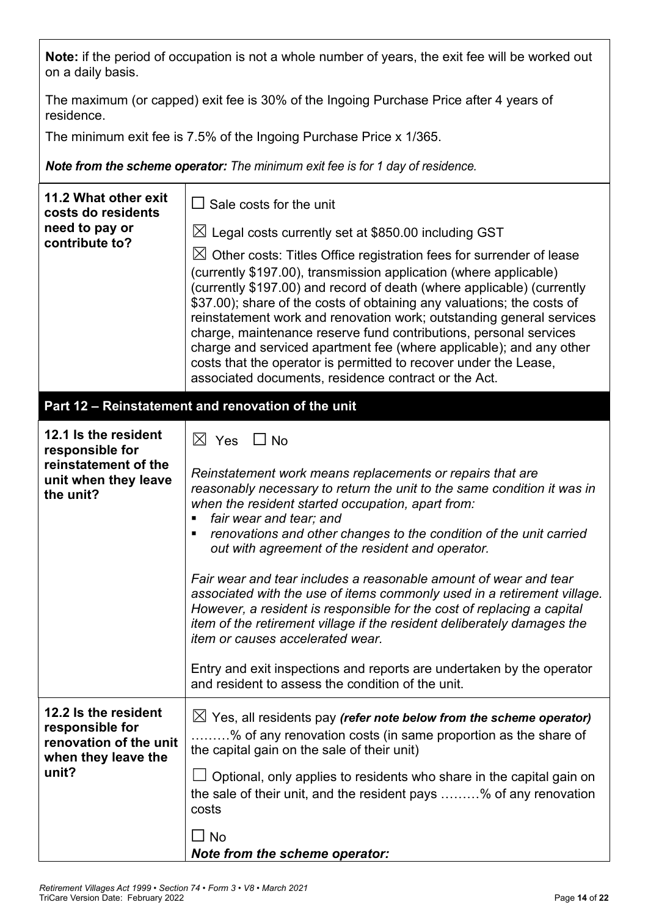**Note:** if the period of occupation is not a whole number of years, the exit fee will be worked out on a daily basis.

The maximum (or capped) exit fee is 30% of the Ingoing Purchase Price after 4 years of residence.

The minimum exit fee is 7.5% of the Ingoing Purchase Price x 1/365.

***Note from the scheme operator:*** *The minimum exit fee is for 1 day of residence.*

| | |
|---|---|
| **11.2 What other exit costs do residents need to pay or contribute to?** | ☐ Sale costs for the unit<br><br>☒ Legal costs currently set at $850.00 including GST<br><br>☒ Other costs: Titles Office registration fees for surrender of lease (currently $197.00), transmission application (where applicable) (currently $197.00) and record of death (where applicable) (currently $37.00); share of the costs of obtaining any valuations; the costs of reinstatement work and renovation work; outstanding general services charge, maintenance reserve fund contributions, personal services charge and serviced apartment fee (where applicable); and any other costs that the operator is permitted to recover under the Lease, associated documents, residence contract or the Act. |

## Part 12 – Reinstatement and renovation of the unit

| | |
|---|---|
| **12.1 Is the resident responsible for reinstatement of the unit when they leave the unit?** | ☒ Yes ☐ No<br><br>*Reinstatement work means replacements or repairs that are reasonably necessary to return the unit to the same condition it was in when the resident started occupation, apart from:*<br>▪ *fair wear and tear; and*<br>▪ *renovations and other changes to the condition of the unit carried out with agreement of the resident and operator.*<br><br>*Fair wear and tear includes a reasonable amount of wear and tear associated with the use of items commonly used in a retirement village. However, a resident is responsible for the cost of replacing a capital item of the retirement village if the resident deliberately damages the item or causes accelerated wear.*<br><br>Entry and exit inspections and reports are undertaken by the operator and resident to assess the condition of the unit. |
| **12.2 Is the resident responsible for renovation of the unit when they leave the unit?** | ☒ Yes, all residents pay ***(refer note below from the scheme operator)*** ………% of any renovation costs (in same proportion as the share of the capital gain on the sale of their unit)<br><br>☐ Optional, only applies to residents who share in the capital gain on the sale of their unit, and the resident pays ………% of any renovation costs<br><br>☐ No<br>***Note from the scheme operator:*** |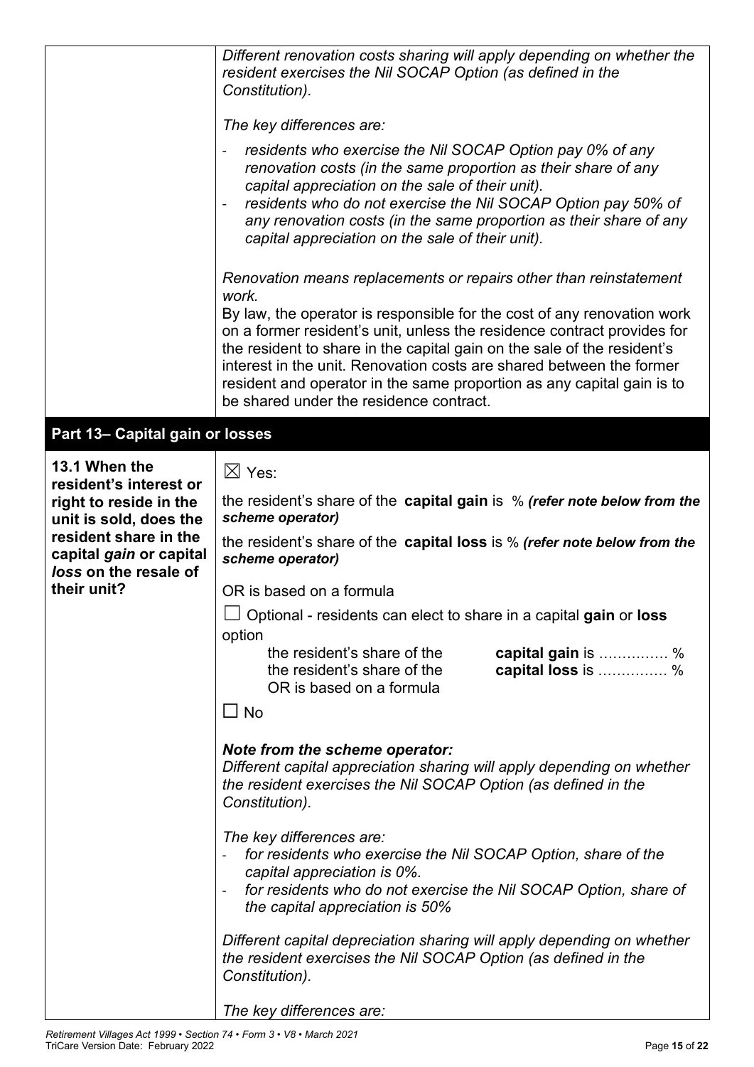| | |
|---|---|
| | *Different renovation costs sharing will apply depending on whether the resident exercises the Nil SOCAP Option (as defined in the Constitution).*<br><br>*The key differences are:*<br>- *residents who exercise the Nil SOCAP Option pay 0% of any renovation costs (in the same proportion as their share of any capital appreciation on the sale of their unit).*<br>- *residents who do not exercise the Nil SOCAP Option pay 50% of any renovation costs (in the same proportion as their share of any capital appreciation on the sale of their unit).*<br><br>*Renovation means replacements or repairs other than reinstatement work.*<br>By law, the operator is responsible for the cost of any renovation work on a former resident's unit, unless the residence contract provides for the resident to share in the capital gain on the sale of the resident's interest in the unit. Renovation costs are shared between the former resident and operator in the same proportion as any capital gain is to be shared under the residence contract. |

## Part 13– Capital gain or losses

| | |
|---|---|
| **13.1 When the resident's interest or right to reside in the unit is sold, does the resident share in the capital *gain* or capital *loss* on the resale of their unit?** | ☒ Yes:<br><br>the resident's share of the **capital gain** is % ***(refer note below from the scheme operator)***<br><br>the resident's share of the **capital loss** is % ***(refer note below from the scheme operator)***<br><br>OR is based on a formula<br><br>☐ Optional - residents can elect to share in a capital **gain** or **loss** option<br>the resident's share of the **capital gain** is …………… %<br>the resident's share of the **capital loss** is …………… %<br>OR is based on a formula<br><br>☐ No<br><br>***Note from the scheme operator:***<br>*Different capital appreciation sharing will apply depending on whether the resident exercises the Nil SOCAP Option (as defined in the Constitution).*<br><br>*The key differences are:*<br>- *for residents who exercise the Nil SOCAP Option, share of the capital appreciation is 0%.*<br>- *for residents who do not exercise the Nil SOCAP Option, share of the capital appreciation is 50%*<br><br>*Different capital depreciation sharing will apply depending on whether the resident exercises the Nil SOCAP Option (as defined in the Constitution).*<br><br>*The key differences are:* |

*Retirement Villages Act 1999 • Section 74 • Form 3 • V8 • March 2021*
TriCare Version Date: February 2022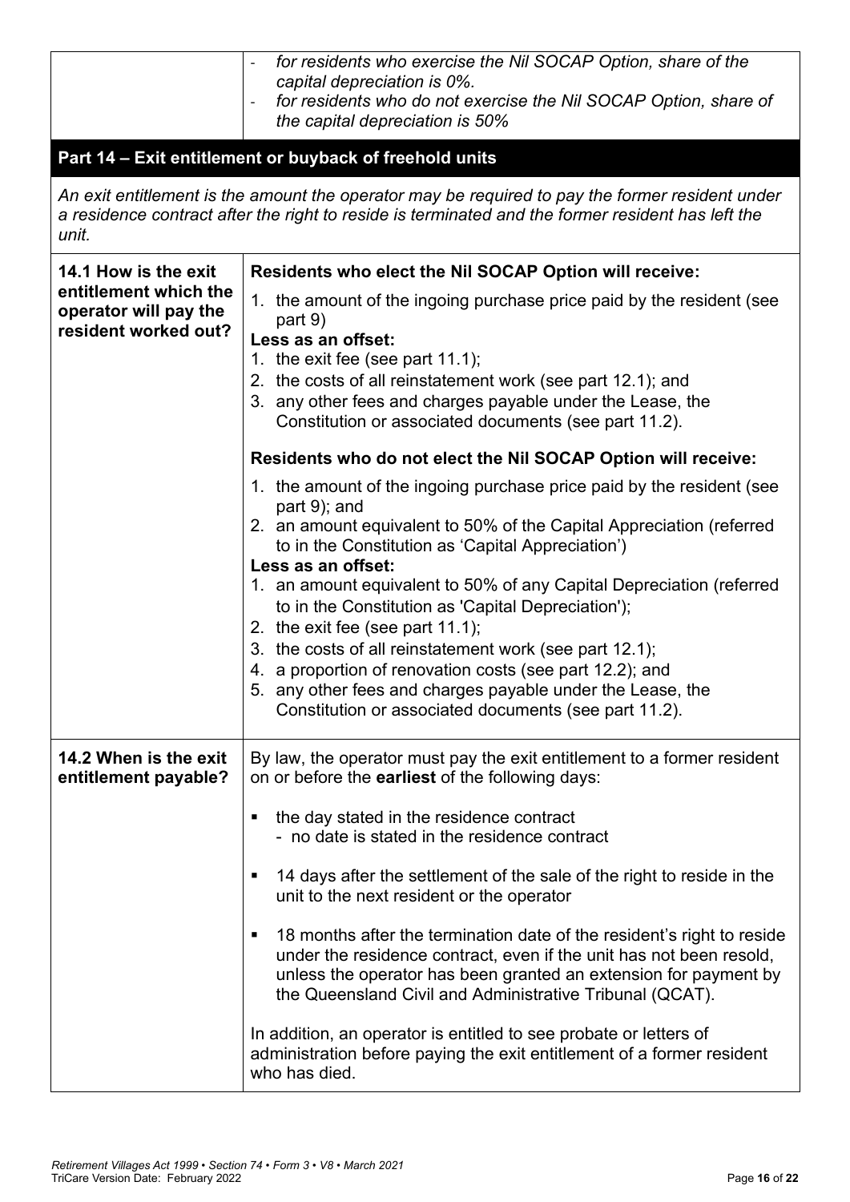| | - *for residents who exercise the Nil SOCAP Option, share of the capital depreciation is 0%.*<br>- *for residents who do not exercise the Nil SOCAP Option, share of the capital depreciation is 50%* |
|---|---|

## Part 14 – Exit entitlement or buyback of freehold units

*An exit entitlement is the amount the operator may be required to pay the former resident under a residence contract after the right to reside is terminated and the former resident has left the unit.*

| | |
|---|---|
| **14.1 How is the exit entitlement which the operator will pay the resident worked out?** | **Residents who elect the Nil SOCAP Option will receive:**<br>1. the amount of the ingoing purchase price paid by the resident (see part 9)<br>**Less as an offset:**<br>1. the exit fee (see part 11.1);<br>2. the costs of all reinstatement work (see part 12.1); and<br>3. any other fees and charges payable under the Lease, the Constitution or associated documents (see part 11.2).<br><br>**Residents who do not elect the Nil SOCAP Option will receive:**<br>1. the amount of the ingoing purchase price paid by the resident (see part 9); and<br>2. an amount equivalent to 50% of the Capital Appreciation (referred to in the Constitution as 'Capital Appreciation')<br>**Less as an offset:**<br>1. an amount equivalent to 50% of any Capital Depreciation (referred to in the Constitution as 'Capital Depreciation');<br>2. the exit fee (see part 11.1);<br>3. the costs of all reinstatement work (see part 12.1);<br>4. a proportion of renovation costs (see part 12.2); and<br>5. any other fees and charges payable under the Lease, the Constitution or associated documents (see part 11.2). |
| **14.2 When is the exit entitlement payable?** | By law, the operator must pay the exit entitlement to a former resident on or before the **earliest** of the following days:<br>▪ the day stated in the residence contract<br>  - no date is stated in the residence contract<br>▪ 14 days after the settlement of the sale of the right to reside in the unit to the next resident or the operator<br>▪ 18 months after the termination date of the resident's right to reside under the residence contract, even if the unit has not been resold, unless the operator has been granted an extension for payment by the Queensland Civil and Administrative Tribunal (QCAT).<br><br>In addition, an operator is entitled to see probate or letters of administration before paying the exit entitlement of a former resident who has died. |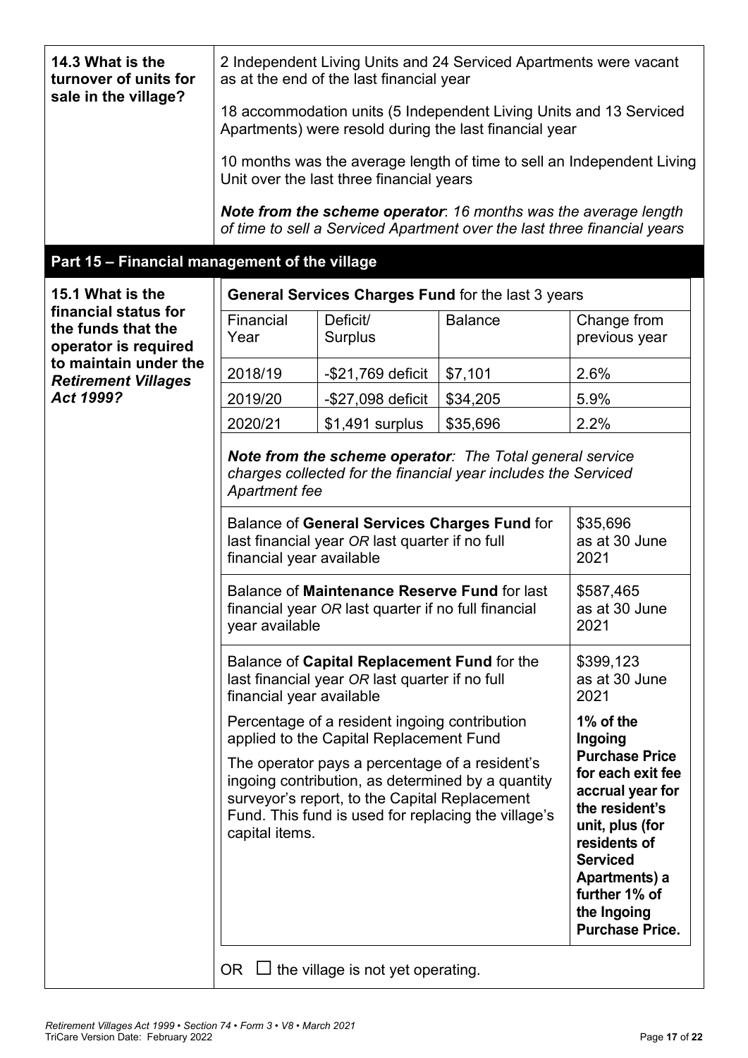| **14.3 What is the turnover of units for sale in the village?** | 2 Independent Living Units and 24 Serviced Apartments were vacant as at the end of the last financial year<br><br>18 accommodation units (5 Independent Living Units and 13 Serviced Apartments) were resold during the last financial year<br><br>10 months was the average length of time to sell an Independent Living Unit over the last three financial years<br><br>***Note from the scheme operator**: 16 months was the average length of time to sell a Serviced Apartment over the last three financial years* |
|---|---|

## Part 15 – Financial management of the village

**15.1 What is the financial status for the funds that the operator is required to maintain under the *Retirement Villages Act 1999*?**

**General Services Charges Fund** for the last 3 years

| Financial Year | Deficit/ Surplus | Balance | Change from previous year |
|---|---|---|---|
| 2018/19 | -$21,769 deficit | $7,101 | 2.6% |
| 2019/20 | -$27,098 deficit | $34,205 | 5.9% |
| 2020/21 | $1,491 surplus | $35,696 | 2.2% |

***Note from the scheme operator**: The Total general service charges collected for the financial year includes the Serviced Apartment fee*

| | |
|---|---|
| Balance of **General Services Charges Fund** for last financial year *OR* last quarter if no full financial year available | $35,696 as at 30 June 2021 |
| Balance of **Maintenance Reserve Fund** for last financial year *OR* last quarter if no full financial year available | $587,465 as at 30 June 2021 |
| Balance of **Capital Replacement Fund** for the last financial year *OR* last quarter if no full financial year available | $399,123 as at 30 June 2021 |
| Percentage of a resident ingoing contribution applied to the Capital Replacement Fund<br><br>The operator pays a percentage of a resident's ingoing contribution, as determined by a quantity surveyor's report, to the Capital Replacement Fund. This fund is used for replacing the village's capital items. | **1% of the Ingoing Purchase Price for each exit fee accrual year for the resident's unit, plus (for residents of Serviced Apartments) a further 1% of the Ingoing Purchase Price.** |

OR ☐ the village is not yet operating.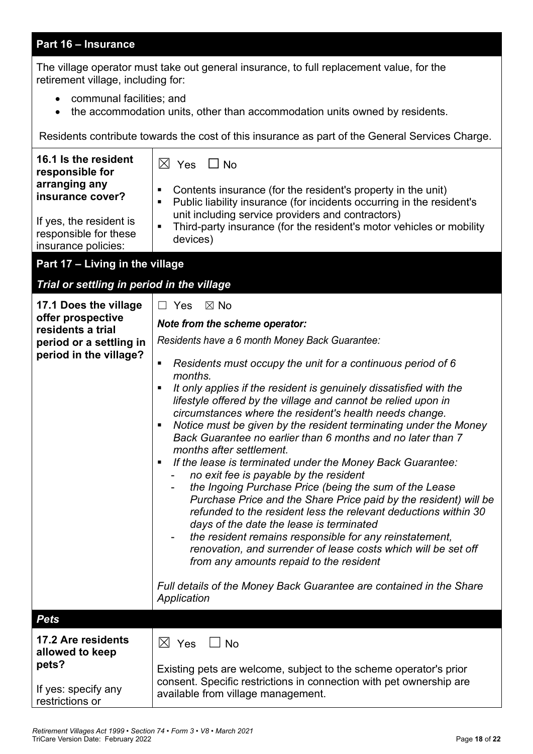## Part 16 – Insurance

The village operator must take out general insurance, to full replacement value, for the retirement village, including for:

- communal facilities; and
- the accommodation units, other than accommodation units owned by residents.

Residents contribute towards the cost of this insurance as part of the General Services Charge.

| | |
|---|---|
| **16.1 Is the resident responsible for arranging any insurance cover?**<br><br>If yes, the resident is responsible for these insurance policies: | ☒ Yes ☐ No<br><br>▪ Contents insurance (for the resident's property in the unit)<br>▪ Public liability insurance (for incidents occurring in the resident's unit including service providers and contractors)<br>▪ Third-party insurance (for the resident's motor vehicles or mobility devices) |

## Part 17 – Living in the village

### *Trial or settling in period in the village*

| | |
|---|---|
| **17.1 Does the village offer prospective residents a trial period or a settling in period in the village?** | ☐ Yes ☒ No<br><br>***Note from the scheme operator:***<br><br>*Residents have a 6 month Money Back Guarantee:*<br><br>▪ *Residents must occupy the unit for a continuous period of 6 months.*<br>▪ *It only applies if the resident is genuinely dissatisfied with the lifestyle offered by the village and cannot be relied upon in circumstances where the resident's health needs change.*<br>▪ *Notice must be given by the resident terminating under the Money Back Guarantee no earlier than 6 months and no later than 7 months after settlement.*<br>▪ *If the lease is terminated under the Money Back Guarantee:*<br>  - *no exit fee is payable by the resident*<br>  - *the Ingoing Purchase Price (being the sum of the Lease Purchase Price and the Share Price paid by the resident) will be refunded to the resident less the relevant deductions within 30 days of the date the lease is terminated*<br>  - *the resident remains responsible for any reinstatement, renovation, and surrender of lease costs which will be set off from any amounts repaid to the resident*<br><br>*Full details of the Money Back Guarantee are contained in the Share Application* |

### *Pets*

| | |
|---|---|
| **17.2 Are residents allowed to keep pets?**<br><br>If yes: specify any restrictions or | ☒ Yes ☐ No<br><br>Existing pets are welcome, subject to the scheme operator's prior consent. Specific restrictions in connection with pet ownership are available from village management. |

*Retirement Villages Act 1999 • Section 74 • Form 3 • V8 • March 2021*
TriCare Version Date: February 2022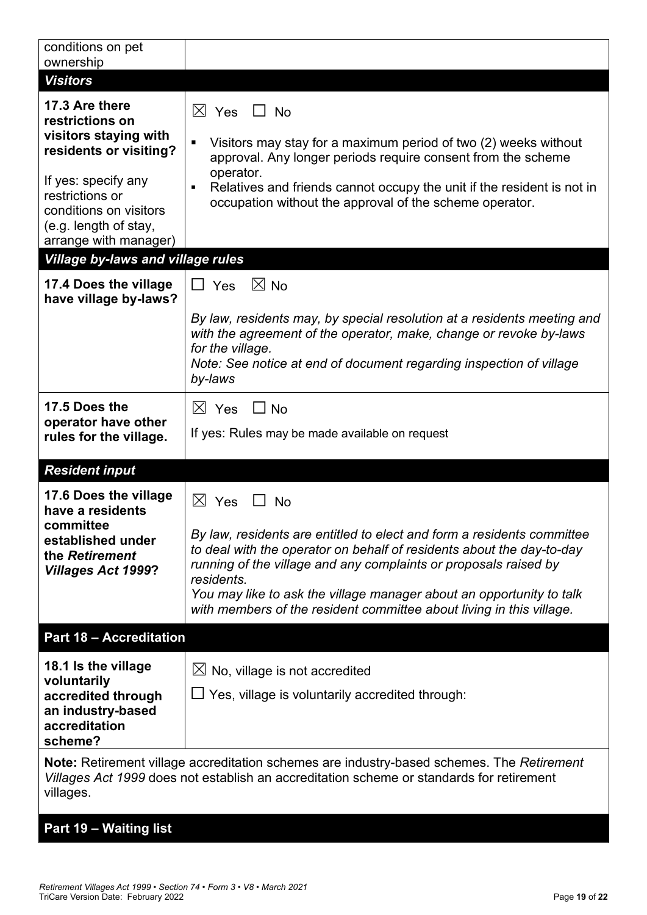| conditions on pet ownership | |
|---|---|
| ***Visitors*** | |
| **17.3 Are there restrictions on visitors staying with residents or visiting?**<br><br>If yes: specify any restrictions or conditions on visitors (e.g. length of stay, arrange with manager) | ☒ Yes ☐ No<br><br>▪ Visitors may stay for a maximum period of two (2) weeks without approval. Any longer periods require consent from the scheme operator.<br>▪ Relatives and friends cannot occupy the unit if the resident is not in occupation without the approval of the scheme operator. |
| ***Village by-laws and village rules*** | |
| **17.4 Does the village have village by-laws?** | ☐ Yes ☒ No<br><br>*By law, residents may, by special resolution at a residents meeting and with the agreement of the operator, make, change or revoke by-laws for the village.*<br>*Note: See notice at end of document regarding inspection of village by-laws* |
| **17.5 Does the operator have other rules for the village.** | ☒ Yes ☐ No<br><br>If yes: Rules may be made available on request |
| ***Resident input*** | |
| **17.6 Does the village have a residents committee established under the *Retirement Villages Act 1999*?** | ☒ Yes ☐ No<br><br>*By law, residents are entitled to elect and form a residents committee to deal with the operator on behalf of residents about the day-to-day running of the village and any complaints or proposals raised by residents.*<br>*You may like to ask the village manager about an opportunity to talk with members of the resident committee about living in this village.* |
| **Part 18 – Accreditation** | |
| **18.1 Is the village voluntarily accredited through an industry-based accreditation scheme?** | ☒ No, village is not accredited<br><br>☐ Yes, village is voluntarily accredited through: |
| **Note:** Retirement village accreditation schemes are industry-based schemes. The *Retirement Villages Act 1999* does not establish an accreditation scheme or standards for retirement villages. | |
| **Part 19 – Waiting list** | |

*Retirement Villages Act 1999 • Section 74 • Form 3 • V8 • March 2021*
TriCare Version Date: February 2022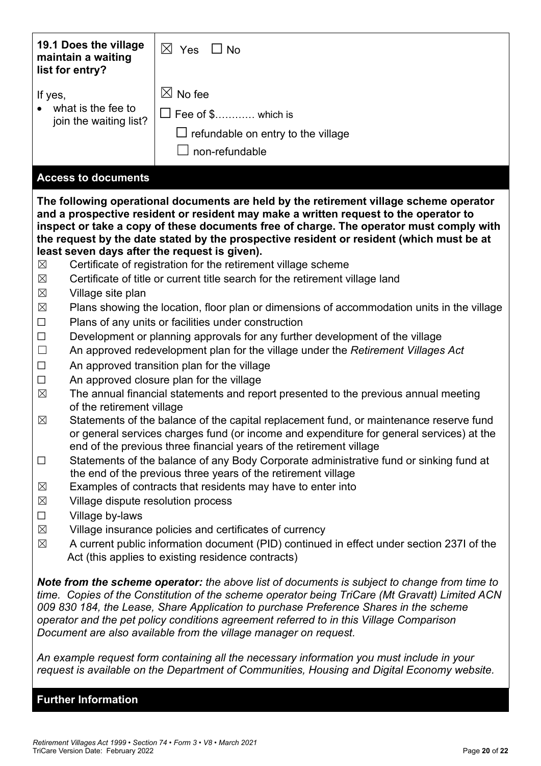| **19.1 Does the village maintain a waiting list for entry?** | ☒ Yes ☐ No |
|---|---|
| If yes,<br>• what is the fee to join the waiting list? | ☒ No fee<br>☐ Fee of $………… which is<br>☐ refundable on entry to the village<br>☐ non-refundable |

## Access to documents

**The following operational documents are held by the retirement village scheme operator and a prospective resident or resident may make a written request to the operator to inspect or take a copy of these documents free of charge. The operator must comply with the request by the date stated by the prospective resident or resident (which must be at least seven days after the request is given).**

- ☒ Certificate of registration for the retirement village scheme
- ☒ Certificate of title or current title search for the retirement village land
- ☒ Village site plan
- ☒ Plans showing the location, floor plan or dimensions of accommodation units in the village
- ☐ Plans of any units or facilities under construction
- ☐ Development or planning approvals for any further development of the village
- ☐ An approved redevelopment plan for the village under the *Retirement Villages Act*
- ☐ An approved transition plan for the village
- ☐ An approved closure plan for the village
- ☒ The annual financial statements and report presented to the previous annual meeting of the retirement village
- ☒ Statements of the balance of the capital replacement fund, or maintenance reserve fund or general services charges fund (or income and expenditure for general services) at the end of the previous three financial years of the retirement village
- ☐ Statements of the balance of any Body Corporate administrative fund or sinking fund at the end of the previous three years of the retirement village
- ☒ Examples of contracts that residents may have to enter into
- ☒ Village dispute resolution process
- ☐ Village by-laws
- ☒ Village insurance policies and certificates of currency
- ☒ A current public information document (PID) continued in effect under section 237I of the Act (this applies to existing residence contracts)

***Note from the scheme operator:*** *the above list of documents is subject to change from time to time. Copies of the Constitution of the scheme operator being TriCare (Mt Gravatt) Limited ACN 009 830 184, the Lease, Share Application to purchase Preference Shares in the scheme operator and the pet policy conditions agreement referred to in this Village Comparison Document are also available from the village manager on request.*

*An example request form containing all the necessary information you must include in your request is available on the Department of Communities, Housing and Digital Economy website.*

## Further Information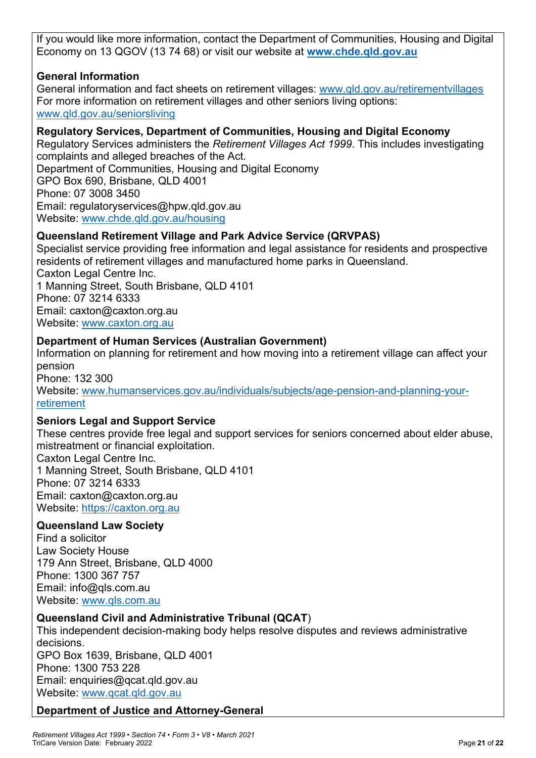If you would like more information, contact the Department of Communities, Housing and Digital Economy on 13 QGOV (13 74 68) or visit our website at **www.chde.qld.gov.au**

**General Information**
General information and fact sheets on retirement villages: www.qld.gov.au/retirementvillages
For more information on retirement villages and other seniors living options: www.qld.gov.au/seniorsliving

**Regulatory Services, Department of Communities, Housing and Digital Economy**
Regulatory Services administers the *Retirement Villages Act 1999*. This includes investigating complaints and alleged breaches of the Act.
Department of Communities, Housing and Digital Economy
GPO Box 690, Brisbane, QLD 4001
Phone: 07 3008 3450
Email: regulatoryservices@hpw.qld.gov.au
Website: www.chde.qld.gov.au/housing

**Queensland Retirement Village and Park Advice Service (QRVPAS)**
Specialist service providing free information and legal assistance for residents and prospective residents of retirement villages and manufactured home parks in Queensland.
Caxton Legal Centre Inc.
1 Manning Street, South Brisbane, QLD 4101
Phone: 07 3214 6333
Email: caxton@caxton.org.au
Website: www.caxton.org.au

**Department of Human Services (Australian Government)**
Information on planning for retirement and how moving into a retirement village can affect your pension
Phone: 132 300
Website: www.humanservices.gov.au/individuals/subjects/age-pension-and-planning-your-retirement

**Seniors Legal and Support Service**
These centres provide free legal and support services for seniors concerned about elder abuse, mistreatment or financial exploitation.
Caxton Legal Centre Inc.
1 Manning Street, South Brisbane, QLD 4101
Phone: 07 3214 6333
Email: caxton@caxton.org.au
Website: https://caxton.org.au

**Queensland Law Society**
Find a solicitor
Law Society House
179 Ann Street, Brisbane, QLD 4000
Phone: 1300 367 757
Email: info@qls.com.au
Website: www.qls.com.au

**Queensland Civil and Administrative Tribunal (QCAT)**
This independent decision-making body helps resolve disputes and reviews administrative decisions.
GPO Box 1639, Brisbane, QLD 4001
Phone: 1300 753 228
Email: enquiries@qcat.qld.gov.au
Website: www.qcat.qld.gov.au

**Department of Justice and Attorney-General**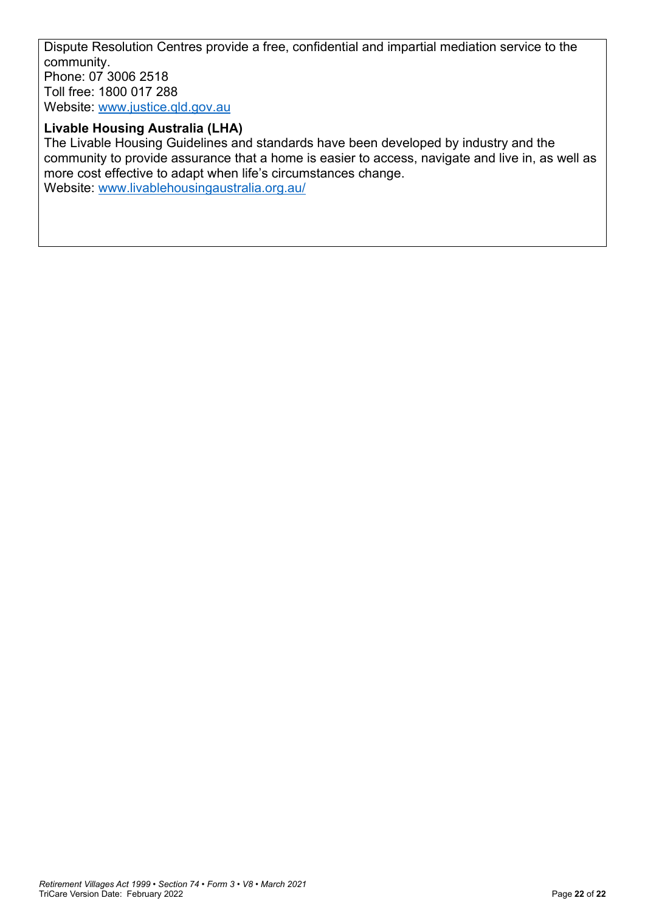Dispute Resolution Centres provide a free, confidential and impartial mediation service to the community.
Phone: 07 3006 2518
Toll free: 1800 017 288
Website: www.justice.qld.gov.au

**Livable Housing Australia (LHA)**
The Livable Housing Guidelines and standards have been developed by industry and the community to provide assurance that a home is easier to access, navigate and live in, as well as more cost effective to adapt when life's circumstances change.
Website: www.livablehousingaustralia.org.au/